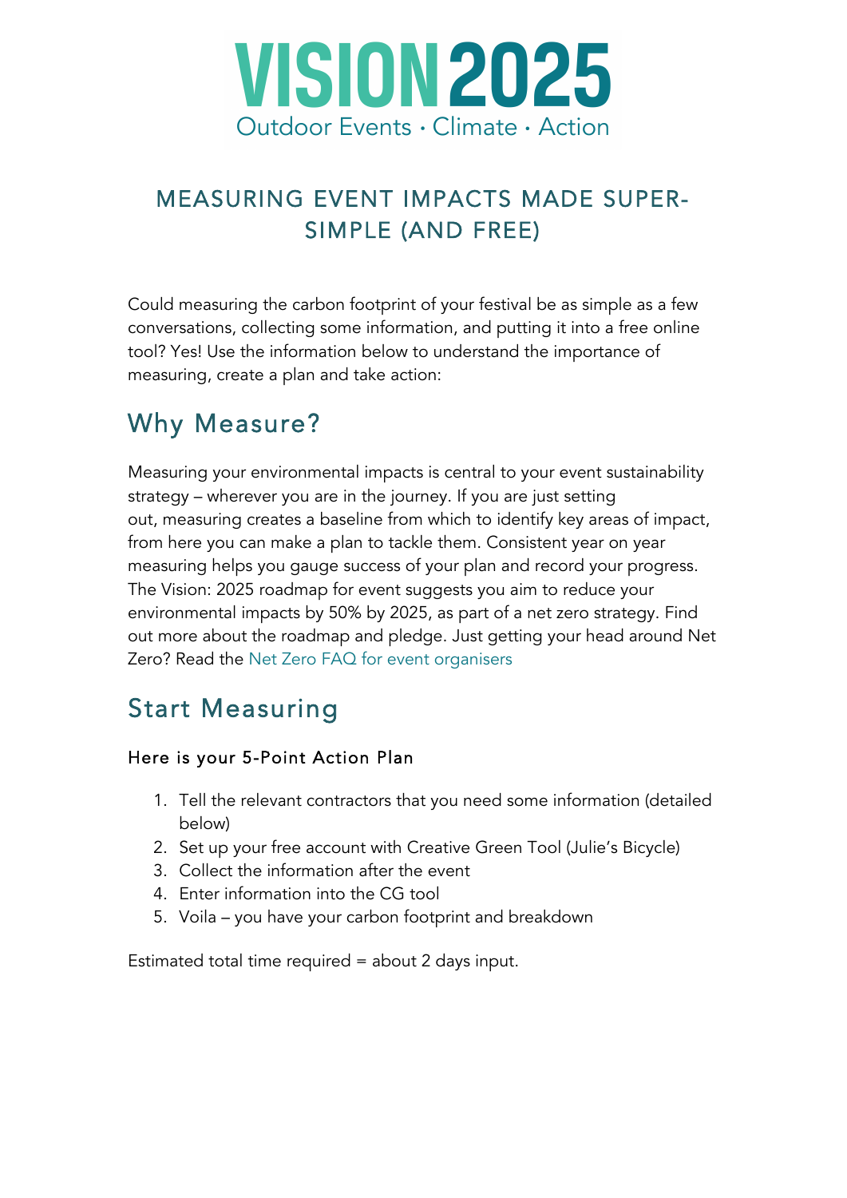# VISION 2025

Outdoor Events · Climate · Action

## MEASURING EVENT IMPACTS MADE SUPER-SIMPLE (AND FREE)

Could measuring the carbon footprint of your festival be as simple as a few conversations, collecting some information, and putting it into a free online tool? Yes! Use the information below to understand the importance of measuring, create a plan and take action:

## Why Measure?

Measuring your environmental impacts is central to your event sustainability strategy – wherever you are in the journey. If you are just setting out, measuring creates a baseline from which to identify key areas of impact, from here you can make a plan to tackle them. Consistent year on year measuring helps you gauge success of your plan and record your progress. The Vision: 2025 roadmap for event suggests you aim to reduce your environmental impacts by 50% by 2025, as part of a net zero strategy. Find out more about the roadmap and pledge. Just getting your head around Net Zero? Read the Net Zero FAQ for event organisers

## Start Measuring

### Here is your 5-Point Action Plan

1. Tell the relevant contractors that you need some information (detailed below)
2. Set up your free account with Creative Green Tool (Julie's Bicycle)
3. Collect the information after the event
4. Enter information into the CG tool
5. Voila – you have your carbon footprint and breakdown

Estimated total time required = about 2 days input.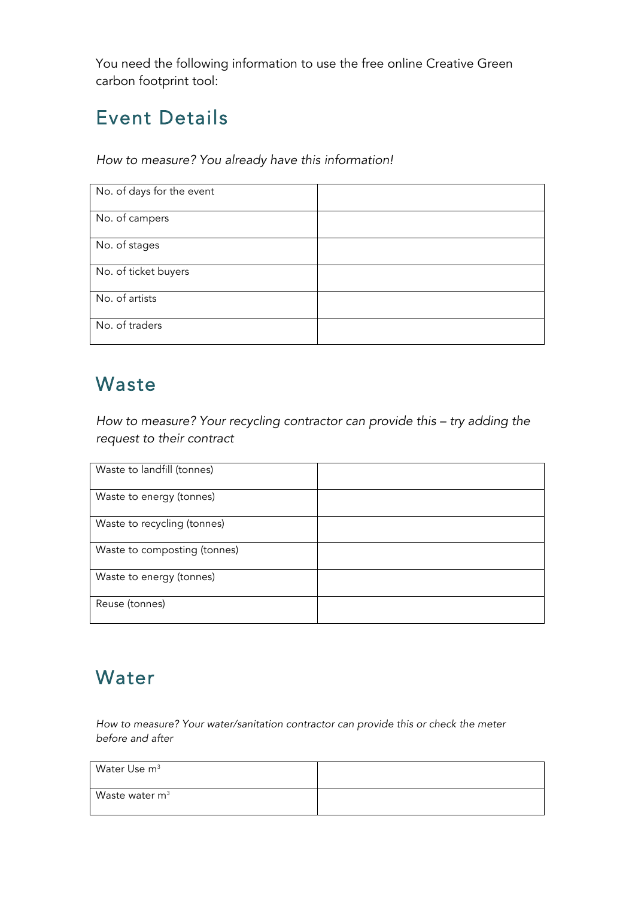You need the following information to use the free online Creative Green carbon footprint tool:

## Event Details

*How to measure? You already have this information!*

| | |
|---|---|
| No. of days for the event | |
| No. of campers | |
| No. of stages | |
| No. of ticket buyers | |
| No. of artists | |
| No. of traders | |

## Waste

*How to measure? Your recycling contractor can provide this – try adding the request to their contract*

| | |
|---|---|
| Waste to landfill (tonnes) | |
| Waste to energy (tonnes) | |
| Waste to recycling (tonnes) | |
| Waste to composting (tonnes) | |
| Waste to energy (tonnes) | |
| Reuse (tonnes) | |

## Water

*How to measure? Your water/sanitation contractor can provide this or check the meter before and after*

| | |
|---|---|
| Water Use $m^3$ | |
| Waste water $m^3$ | |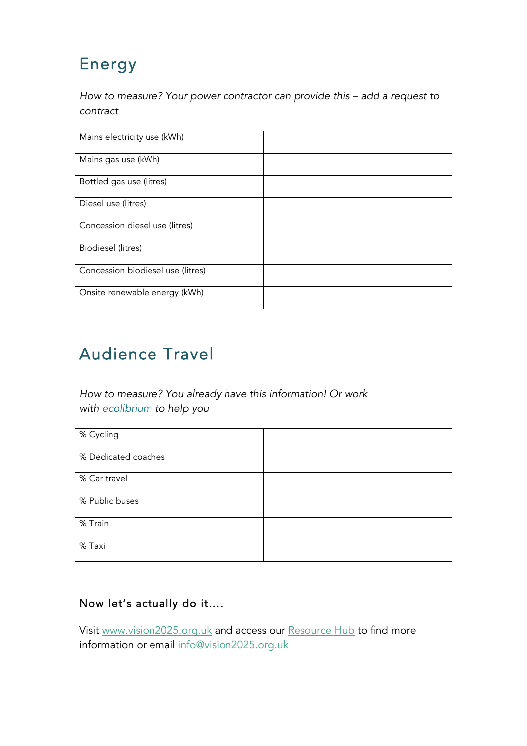## Energy

*How to measure? Your power contractor can provide this – add a request to contract*

| | |
|---|---|
| Mains electricity use (kWh) | |
| Mains gas use (kWh) | |
| Bottled gas use (litres) | |
| Diesel use (litres) | |
| Concession diesel use (litres) | |
| Biodiesel (litres) | |
| Concession biodiesel use (litres) | |
| Onsite renewable energy (kWh) | |

## Audience Travel

*How to measure? You already have this information! Or work with ecolibrium to help you*

| | |
|---|---|
| % Cycling | |
| % Dedicated coaches | |
| % Car travel | |
| % Public buses | |
| % Train | |
| % Taxi | |

### Now let's actually do it....

Visit www.vision2025.org.uk and access our Resource Hub to find more information or email info@vision2025.org.uk